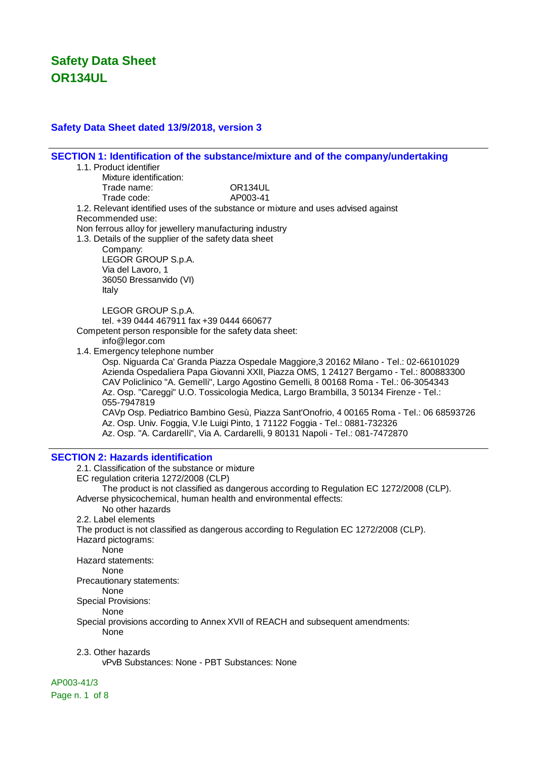# Safety Data Sheet
# OR134UL

### Safety Data Sheet dated 13/9/2018, version 3

## SECTION 1: Identification of the substance/mixture and of the company/undertaking

1.1. Product identifier

Mixture identification:

Trade name: OR134UL

Trade code: AP003-41

1.2. Relevant identified uses of the substance or mixture and uses advised against

Recommended use:

Non ferrous alloy for jewellery manufacturing industry

1.3. Details of the supplier of the safety data sheet

Company:

LEGOR GROUP S.p.A.
Via del Lavoro, 1
36050 Bressanvido (VI)
Italy

LEGOR GROUP S.p.A.
tel. +39 0444 467911 fax +39 0444 660677

Competent person responsible for the safety data sheet:

info@legor.com

1.4. Emergency telephone number

Osp. Niguarda Ca' Granda Piazza Ospedale Maggiore,3 20162 Milano - Tel.: 02-66101029
Azienda Ospedaliera Papa Giovanni XXII, Piazza OMS, 1 24127 Bergamo - Tel.: 800883300
CAV Policlinico "A. Gemelli", Largo Agostino Gemelli, 8 00168 Roma - Tel.: 06-3054343
Az. Osp. "Careggi" U.O. Tossicologia Medica, Largo Brambilla, 3 50134 Firenze - Tel.: 055-7947819
CAVp Osp. Pediatrico Bambino Gesù, Piazza Sant'Onofrio, 4 00165 Roma - Tel.: 06 68593726
Az. Osp. Univ. Foggia, V.le Luigi Pinto, 1 71122 Foggia - Tel.: 0881-732326
Az. Osp. "A. Cardarelli", Via A. Cardarelli, 9 80131 Napoli - Tel.: 081-7472870

## SECTION 2: Hazards identification

2.1. Classification of the substance or mixture

EC regulation criteria 1272/2008 (CLP)

The product is not classified as dangerous according to Regulation EC 1272/2008 (CLP).

Adverse physicochemical, human health and environmental effects:

No other hazards

2.2. Label elements

The product is not classified as dangerous according to Regulation EC 1272/2008 (CLP).

Hazard pictograms:

None

Hazard statements:

None

Precautionary statements:

None

Special Provisions:

None

Special provisions according to Annex XVII of REACH and subsequent amendments:

None

2.3. Other hazards

vPvB Substances: None - PBT Substances: None

AP003-41/3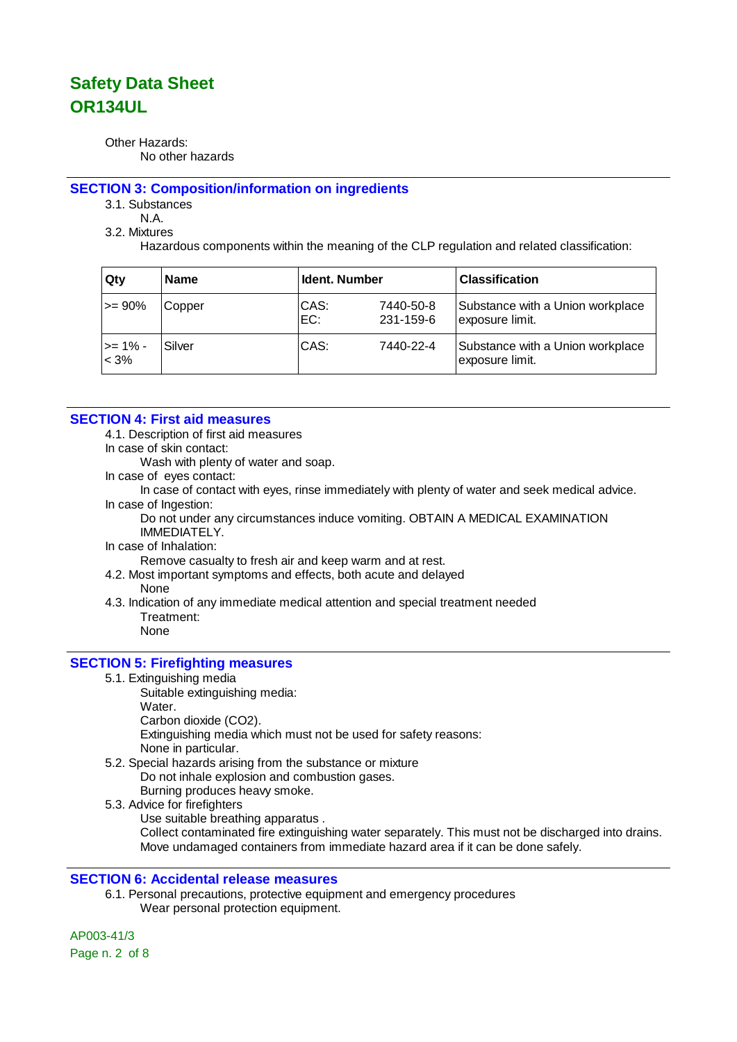Other Hazards:

No other hazards

## SECTION 3: Composition/information on ingredients

3.1. Substances

N.A.

3.2. Mixtures

Hazardous components within the meaning of the CLP regulation and related classification:

| Qty | Name | Ident. Number | | Classification |
|---|---|---|---|---|
| >= 90% | Copper | CAS:<br>EC: | 7440-50-8<br>231-159-6 | Substance with a Union workplace exposure limit. |
| >= 1% - < 3% | Silver | CAS: | 7440-22-4 | Substance with a Union workplace exposure limit. |

## SECTION 4: First aid measures

4.1. Description of first aid measures

In case of skin contact:

Wash with plenty of water and soap.

In case of eyes contact:

In case of contact with eyes, rinse immediately with plenty of water and seek medical advice.

In case of Ingestion:

Do not under any circumstances induce vomiting. OBTAIN A MEDICAL EXAMINATION IMMEDIATELY.

In case of Inhalation:

Remove casualty to fresh air and keep warm and at rest.

4.2. Most important symptoms and effects, both acute and delayed

None

4.3. Indication of any immediate medical attention and special treatment needed

Treatment:

None

## SECTION 5: Firefighting measures

5.1. Extinguishing media

Suitable extinguishing media:

Water.

Carbon dioxide ($CO_2$).

Extinguishing media which must not be used for safety reasons:

None in particular.

5.2. Special hazards arising from the substance or mixture

Do not inhale explosion and combustion gases.

Burning produces heavy smoke.

5.3. Advice for firefighters

Use suitable breathing apparatus .

Collect contaminated fire extinguishing water separately. This must not be discharged into drains.

Move undamaged containers from immediate hazard area if it can be done safely.

## SECTION 6: Accidental release measures

6.1. Personal precautions, protective equipment and emergency procedures

Wear personal protection equipment.

AP003-41/3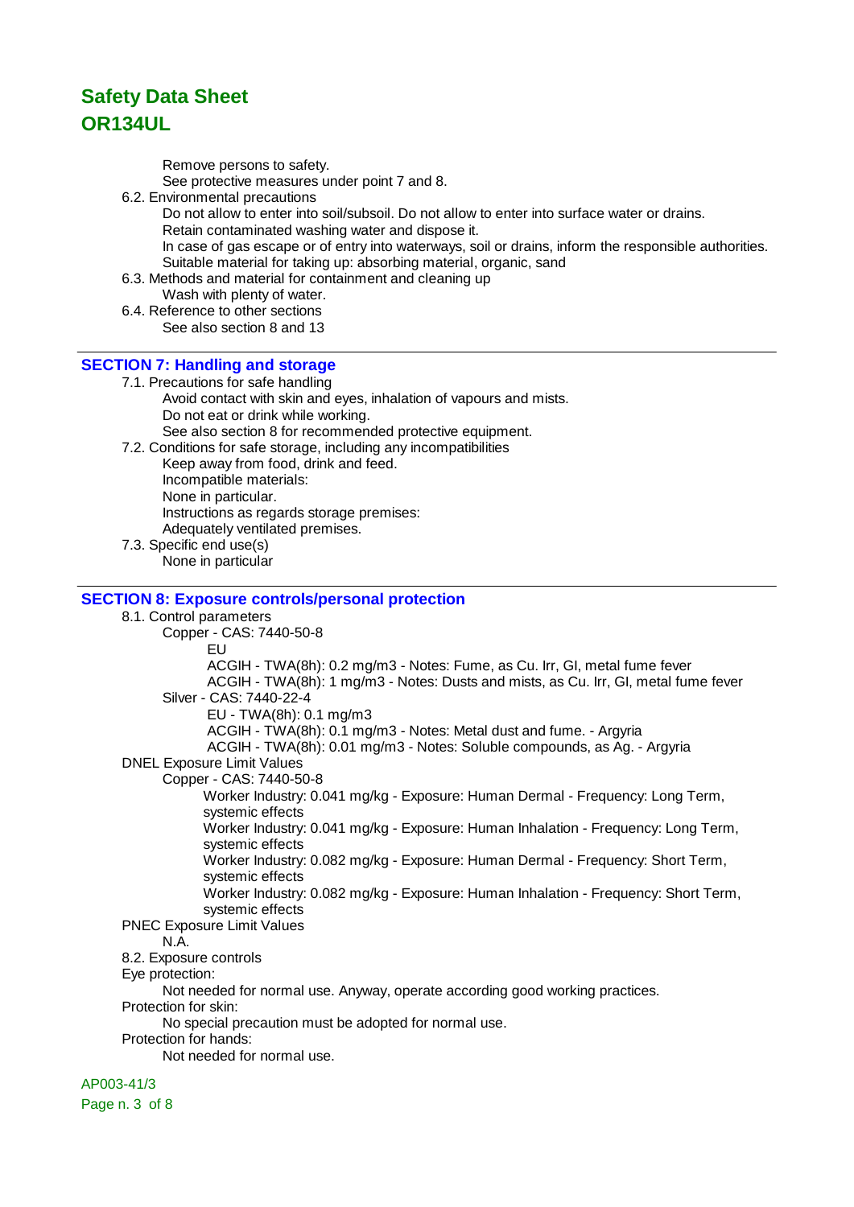Remove persons to safety.
See protective measures under point 7 and 8.

6.2. Environmental precautions

Do not allow to enter into soil/subsoil. Do not allow to enter into surface water or drains.
Retain contaminated washing water and dispose it.
In case of gas escape or of entry into waterways, soil or drains, inform the responsible authorities.
Suitable material for taking up: absorbing material, organic, sand

6.3. Methods and material for containment and cleaning up

Wash with plenty of water.

6.4. Reference to other sections

See also section 8 and 13

## SECTION 7: Handling and storage

7.1. Precautions for safe handling

Avoid contact with skin and eyes, inhalation of vapours and mists.
Do not eat or drink while working.
See also section 8 for recommended protective equipment.

7.2. Conditions for safe storage, including any incompatibilities

Keep away from food, drink and feed.
Incompatible materials:
None in particular.
Instructions as regards storage premises:
Adequately ventilated premises.

7.3. Specific end use(s)

None in particular

## SECTION 8: Exposure controls/personal protection

8.1. Control parameters

Copper - CAS: 7440-50-8

EU
ACGIH - TWA(8h): 0.2 mg/m3 - Notes: Fume, as Cu. Irr, GI, metal fume fever
ACGIH - TWA(8h): 1 mg/m3 - Notes: Dusts and mists, as Cu. Irr, GI, metal fume fever

Silver - CAS: 7440-22-4

EU - TWA(8h): 0.1 mg/m3
ACGIH - TWA(8h): 0.1 mg/m3 - Notes: Metal dust and fume. - Argyria
ACGIH - TWA(8h): 0.01 mg/m3 - Notes: Soluble compounds, as Ag. - Argyria

DNEL Exposure Limit Values

Copper - CAS: 7440-50-8

Worker Industry: 0.041 mg/kg - Exposure: Human Dermal - Frequency: Long Term, systemic effects
Worker Industry: 0.041 mg/kg - Exposure: Human Inhalation - Frequency: Long Term, systemic effects
Worker Industry: 0.082 mg/kg - Exposure: Human Dermal - Frequency: Short Term, systemic effects
Worker Industry: 0.082 mg/kg - Exposure: Human Inhalation - Frequency: Short Term, systemic effects

PNEC Exposure Limit Values

N.A.

8.2. Exposure controls

Eye protection:

Not needed for normal use. Anyway, operate according good working practices.

Protection for skin:

No special precaution must be adopted for normal use.

Protection for hands:

Not needed for normal use.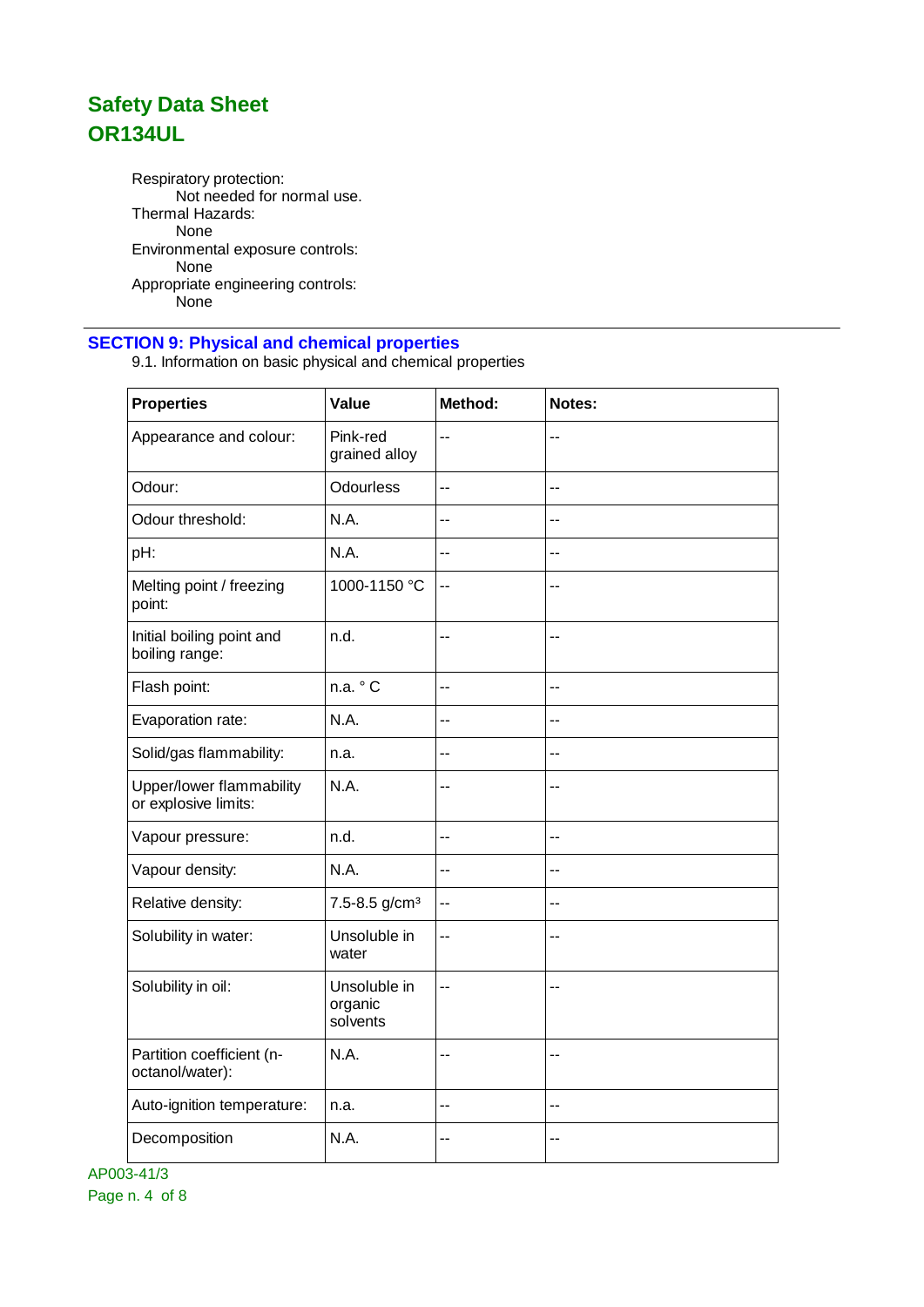Respiratory protection:
  Not needed for normal use.
Thermal Hazards:
  None
Environmental exposure controls:
  None
Appropriate engineering controls:
  None

## SECTION 9: Physical and chemical properties

9.1. Information on basic physical and chemical properties

| Properties | Value | Method: | Notes: |
|---|---|---|---|
| Appearance and colour: | Pink-red grained alloy | -- | -- |
| Odour: | Odourless | -- | -- |
| Odour threshold: | N.A. | -- | -- |
| pH: | N.A. | -- | -- |
| Melting point / freezing point: | 1000-1150 °C | -- | -- |
| Initial boiling point and boiling range: | n.d. | -- | -- |
| Flash point: | n.a. ° C | -- | -- |
| Evaporation rate: | N.A. | -- | -- |
| Solid/gas flammability: | n.a. | -- | -- |
| Upper/lower flammability or explosive limits: | N.A. | -- | -- |
| Vapour pressure: | n.d. | -- | -- |
| Vapour density: | N.A. | -- | -- |
| Relative density: | 7.5-8.5 g/cm³ | -- | -- |
| Solubility in water: | Unsoluble in water | -- | -- |
| Solubility in oil: | Unsoluble in organic solvents | -- | -- |
| Partition coefficient (n-octanol/water): | N.A. | -- | -- |
| Auto-ignition temperature: | n.a. | -- | -- |
| Decomposition | N.A. | -- | -- |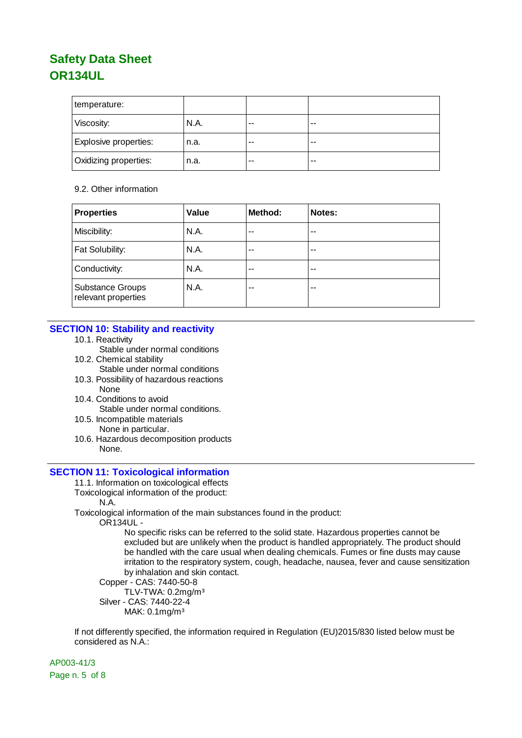| temperature: | | | |
|---|---|---|---|
| Viscosity: | N.A. | -- | -- |
| Explosive properties: | n.a. | -- | -- |
| Oxidizing properties: | n.a. | -- | -- |

9.2. Other information

| Properties | Value | Method: | Notes: |
|---|---|---|---|
| Miscibility: | N.A. | -- | -- |
| Fat Solubility: | N.A. | -- | -- |
| Conductivity: | N.A. | -- | -- |
| Substance Groups relevant properties | N.A. | -- | -- |

## SECTION 10: Stability and reactivity

10.1. Reactivity
    Stable under normal conditions
10.2. Chemical stability
    Stable under normal conditions
10.3. Possibility of hazardous reactions
    None
10.4. Conditions to avoid
    Stable under normal conditions.
10.5. Incompatible materials
    None in particular.
10.6. Hazardous decomposition products
    None.

## SECTION 11: Toxicological information

11.1. Information on toxicological effects
Toxicological information of the product:
    N.A.
Toxicological information of the main substances found in the product:
    OR134UL -
        No specific risks can be referred to the solid state. Hazardous properties cannot be excluded but are unlikely when the product is handled appropriately. The product should be handled with the care usual when dealing chemicals. Fumes or fine dusts may cause irritation to the respiratory system, cough, headache, nausea, fever and cause sensitization by inhalation and skin contact.
    Copper - CAS: 7440-50-8
        TLV-TWA: 0.2mg/m³
    Silver - CAS: 7440-22-4
        MAK: 0.1mg/m³

If not differently specified, the information required in Regulation (EU)2015/830 listed below must be considered as N.A.:

AP003-41/3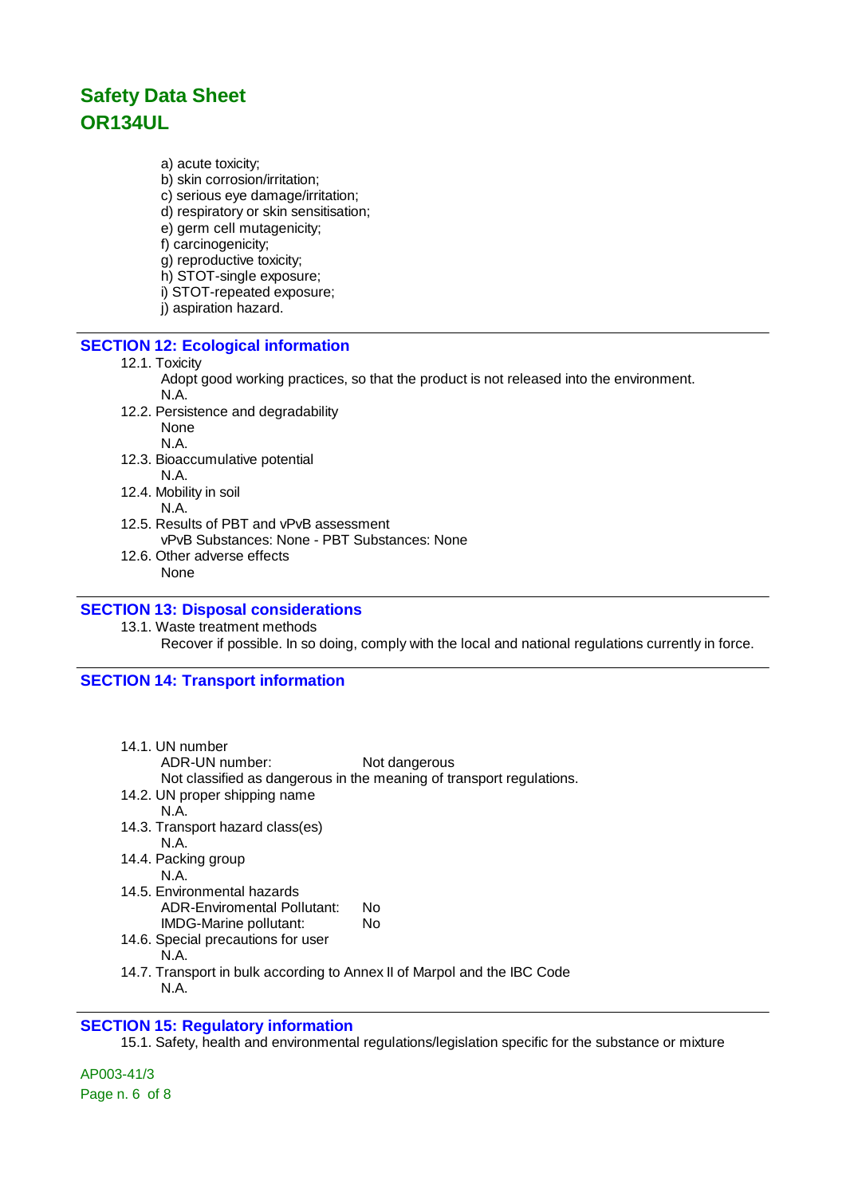a) acute toxicity;
b) skin corrosion/irritation;
c) serious eye damage/irritation;
d) respiratory or skin sensitisation;
e) germ cell mutagenicity;
f) carcinogenicity;
g) reproductive toxicity;
h) STOT-single exposure;
i) STOT-repeated exposure;
j) aspiration hazard.

## SECTION 12: Ecological information

12.1. Toxicity

Adopt good working practices, so that the product is not released into the environment.
N.A.

12.2. Persistence and degradability

None
N.A.

12.3. Bioaccumulative potential

N.A.

12.4. Mobility in soil

N.A.

12.5. Results of PBT and vPvB assessment

vPvB Substances: None - PBT Substances: None

12.6. Other adverse effects

None

## SECTION 13: Disposal considerations

13.1. Waste treatment methods

Recover if possible. In so doing, comply with the local and national regulations currently in force.

## SECTION 14: Transport information

14.1. UN number

ADR-UN number: Not dangerous
Not classified as dangerous in the meaning of transport regulations.

14.2. UN proper shipping name

N.A.

14.3. Transport hazard class(es)

N.A.

14.4. Packing group

N.A.

14.5. Environmental hazards

ADR-Enviromental Pollutant: No
IMDG-Marine pollutant: No

14.6. Special precautions for user

N.A.

14.7. Transport in bulk according to Annex II of Marpol and the IBC Code

N.A.

## SECTION 15: Regulatory information

15.1. Safety, health and environmental regulations/legislation specific for the substance or mixture

AP003-41/3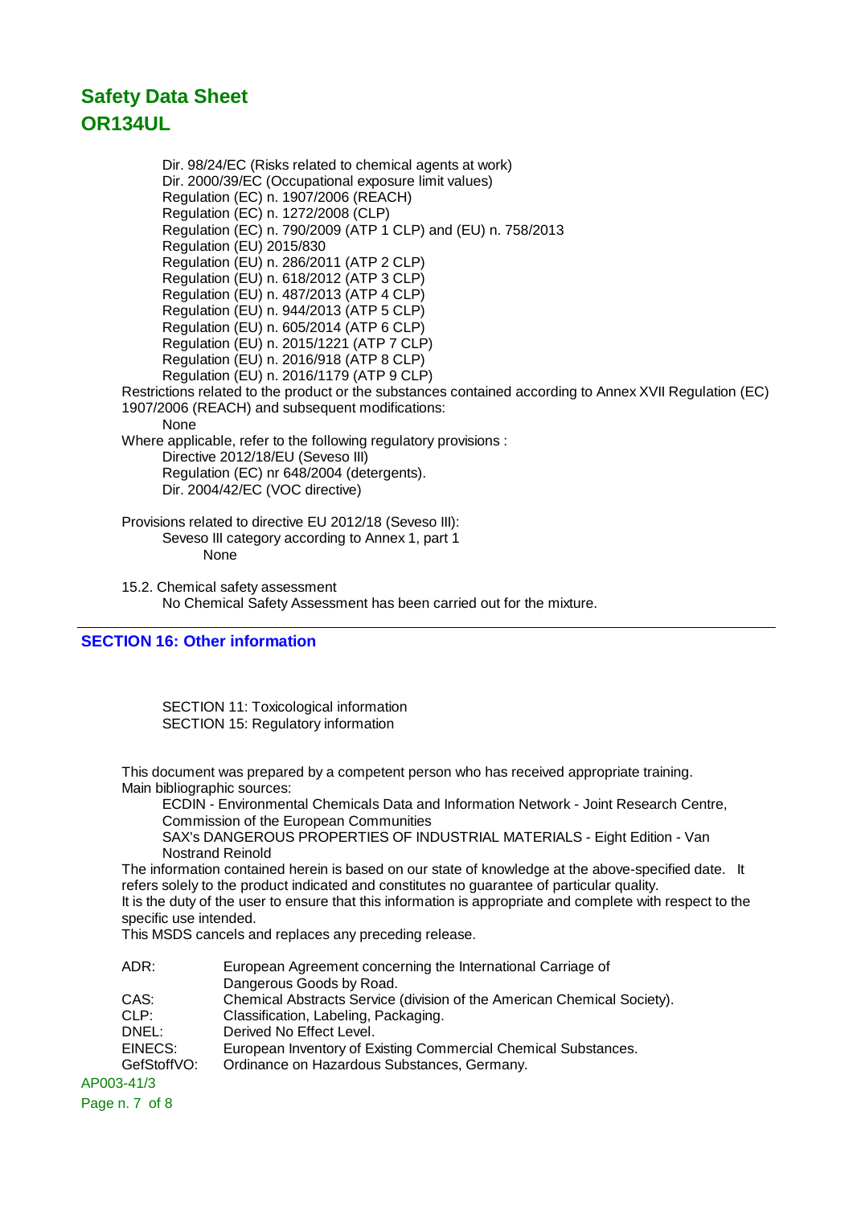Dir. 98/24/EC (Risks related to chemical agents at work)
Dir. 2000/39/EC (Occupational exposure limit values)
Regulation (EC) n. 1907/2006 (REACH)
Regulation (EC) n. 1272/2008 (CLP)
Regulation (EC) n. 790/2009 (ATP 1 CLP) and (EU) n. 758/2013
Regulation (EU) 2015/830
Regulation (EU) n. 286/2011 (ATP 2 CLP)
Regulation (EU) n. 618/2012 (ATP 3 CLP)
Regulation (EU) n. 487/2013 (ATP 4 CLP)
Regulation (EU) n. 944/2013 (ATP 5 CLP)
Regulation (EU) n. 605/2014 (ATP 6 CLP)
Regulation (EU) n. 2015/1221 (ATP 7 CLP)
Regulation (EU) n. 2016/918 (ATP 8 CLP)
Regulation (EU) n. 2016/1179 (ATP 9 CLP)

Restrictions related to the product or the substances contained according to Annex XVII Regulation (EC) 1907/2006 (REACH) and subsequent modifications:

None

Where applicable, refer to the following regulatory provisions :

Directive 2012/18/EU (Seveso III)
Regulation (EC) nr 648/2004 (detergents).
Dir. 2004/42/EC (VOC directive)

Provisions related to directive EU 2012/18 (Seveso III):

Seveso III category according to Annex 1, part 1

None

15.2. Chemical safety assessment

No Chemical Safety Assessment has been carried out for the mixture.

## SECTION 16: Other information

SECTION 11: Toxicological information
SECTION 15: Regulatory information

This document was prepared by a competent person who has received appropriate training.
Main bibliographic sources:

ECDIN - Environmental Chemicals Data and Information Network - Joint Research Centre, Commission of the European Communities
SAX's DANGEROUS PROPERTIES OF INDUSTRIAL MATERIALS - Eight Edition - Van Nostrand Reinold

The information contained herein is based on our state of knowledge at the above-specified date. It refers solely to the product indicated and constitutes no guarantee of particular quality.
It is the duty of the user to ensure that this information is appropriate and complete with respect to the specific use intended.
This MSDS cancels and replaces any preceding release.

| | |
|---|---|
| ADR: | European Agreement concerning the International Carriage of Dangerous Goods by Road. |
| CAS: | Chemical Abstracts Service (division of the American Chemical Society). |
| CLP: | Classification, Labeling, Packaging. |
| DNEL: | Derived No Effect Level. |
| EINECS: | European Inventory of Existing Commercial Chemical Substances. |
| GefStoffVO: | Ordinance on Hazardous Substances, Germany. |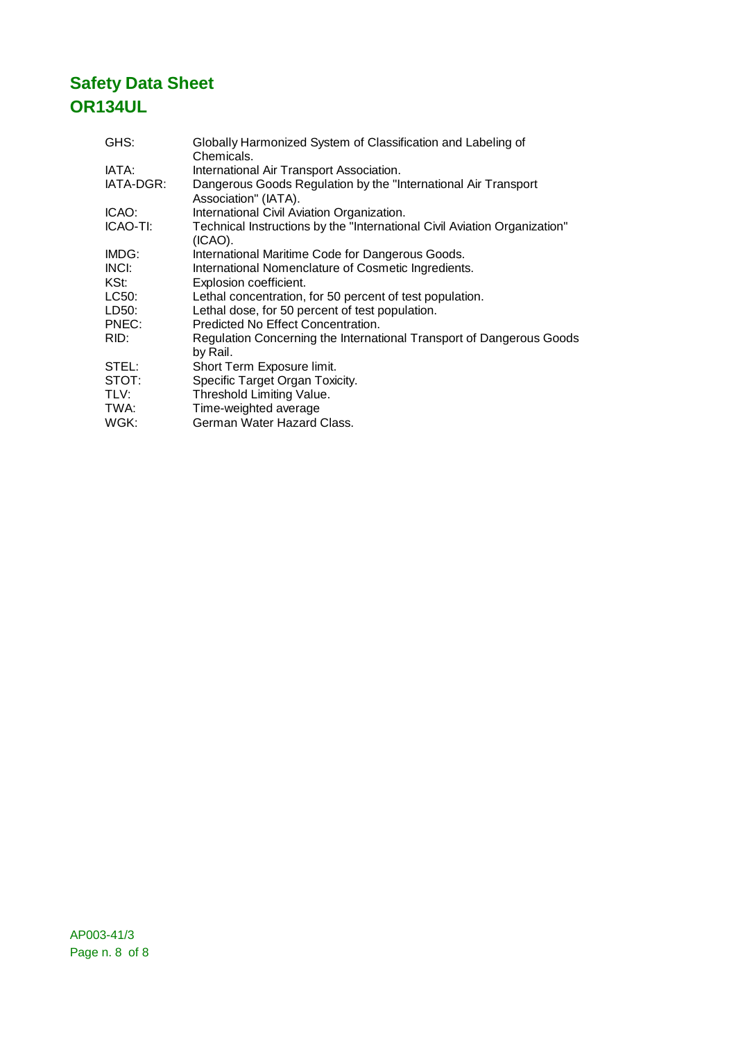| | |
|---|---|
| GHS: | Globally Harmonized System of Classification and Labeling of Chemicals. |
| IATA: | International Air Transport Association. |
| IATA-DGR: | Dangerous Goods Regulation by the "International Air Transport Association" (IATA). |
| ICAO: | International Civil Aviation Organization. |
| ICAO-TI: | Technical Instructions by the "International Civil Aviation Organization" (ICAO). |
| IMDG: | International Maritime Code for Dangerous Goods. |
| INCI: | International Nomenclature of Cosmetic Ingredients. |
| KSt: | Explosion coefficient. |
| LC50: | Lethal concentration, for 50 percent of test population. |
| LD50: | Lethal dose, for 50 percent of test population. |
| PNEC: | Predicted No Effect Concentration. |
| RID: | Regulation Concerning the International Transport of Dangerous Goods by Rail. |
| STEL: | Short Term Exposure limit. |
| STOT: | Specific Target Organ Toxicity. |
| TLV: | Threshold Limiting Value. |
| TWA: | Time-weighted average |
| WGK: | German Water Hazard Class. |